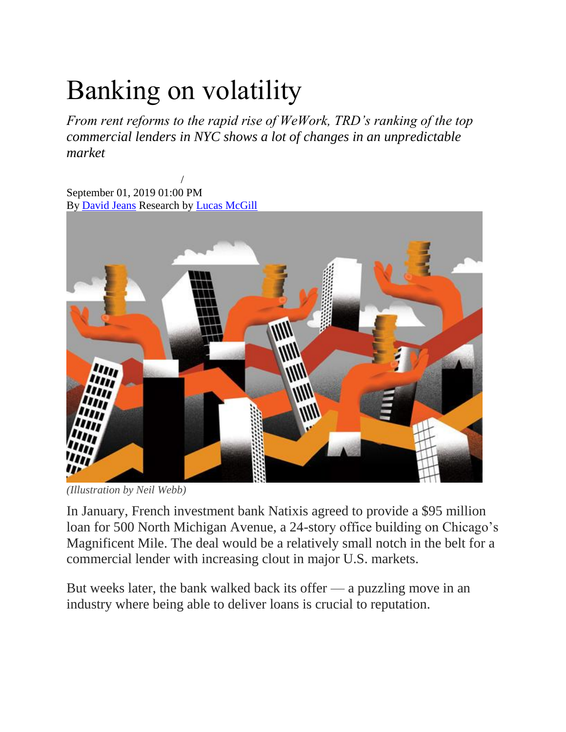# Banking on volatility

*From rent reforms to the rapid rise of WeWork, TRD's ranking of the top commercial lenders in NYC shows a lot of changes in an unpredictable market*

/
September 01, 2019 01:00 PM
By David Jeans Research by Lucas McGill

*(Illustration by Neil Webb)*

In January, French investment bank Natixis agreed to provide a $95 million loan for 500 North Michigan Avenue, a 24-story office building on Chicago's Magnificent Mile. The deal would be a relatively small notch in the belt for a commercial lender with increasing clout in major U.S. markets.

But weeks later, the bank walked back its offer — a puzzling move in an industry where being able to deliver loans is crucial to reputation.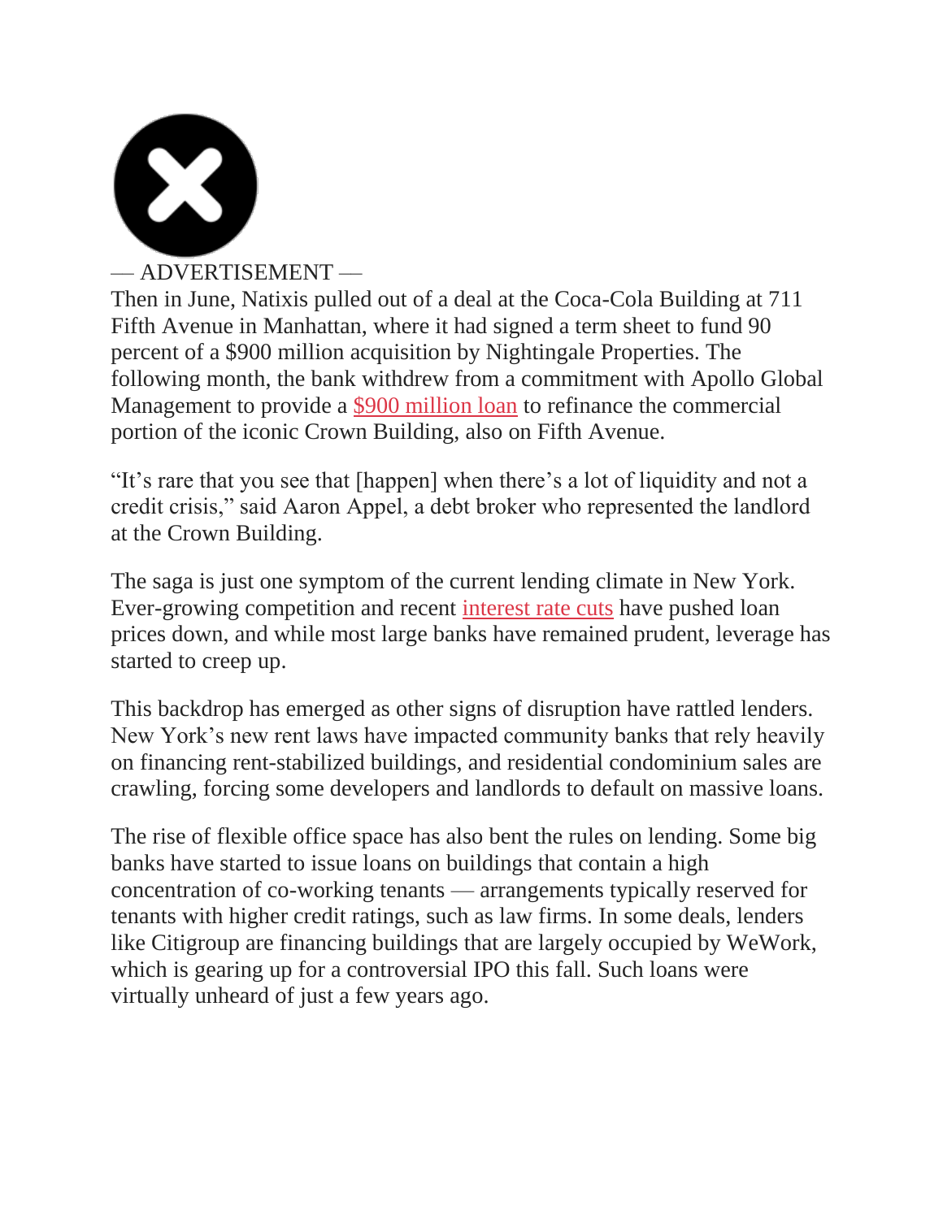— ADVERTISEMENT —

Then in June, Natixis pulled out of a deal at the Coca-Cola Building at 711 Fifth Avenue in Manhattan, where it had signed a term sheet to fund 90 percent of a $900 million acquisition by Nightingale Properties. The following month, the bank withdrew from a commitment with Apollo Global Management to provide a $900 million loan to refinance the commercial portion of the iconic Crown Building, also on Fifth Avenue.

"It's rare that you see that [happen] when there's a lot of liquidity and not a credit crisis," said Aaron Appel, a debt broker who represented the landlord at the Crown Building.

The saga is just one symptom of the current lending climate in New York. Ever-growing competition and recent interest rate cuts have pushed loan prices down, and while most large banks have remained prudent, leverage has started to creep up.

This backdrop has emerged as other signs of disruption have rattled lenders. New York's new rent laws have impacted community banks that rely heavily on financing rent-stabilized buildings, and residential condominium sales are crawling, forcing some developers and landlords to default on massive loans.

The rise of flexible office space has also bent the rules on lending. Some big banks have started to issue loans on buildings that contain a high concentration of co-working tenants — arrangements typically reserved for tenants with higher credit ratings, such as law firms. In some deals, lenders like Citigroup are financing buildings that are largely occupied by WeWork, which is gearing up for a controversial IPO this fall. Such loans were virtually unheard of just a few years ago.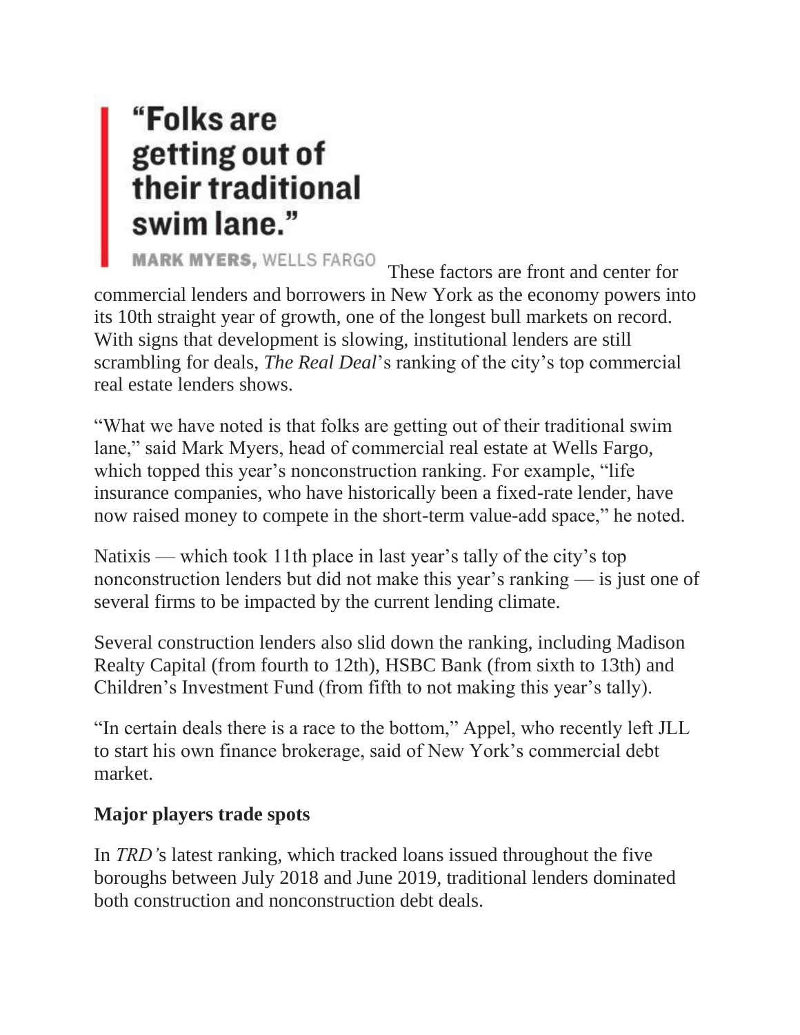> **"Folks are getting out of their traditional swim lane."**
>
> MARK MYERS, WELLS FARGO

These factors are front and center for commercial lenders and borrowers in New York as the economy powers into its 10th straight year of growth, one of the longest bull markets on record. With signs that development is slowing, institutional lenders are still scrambling for deals, *The Real Deal*'s ranking of the city's top commercial real estate lenders shows.

"What we have noted is that folks are getting out of their traditional swim lane," said Mark Myers, head of commercial real estate at Wells Fargo, which topped this year's nonconstruction ranking. For example, "life insurance companies, who have historically been a fixed-rate lender, have now raised money to compete in the short-term value-add space," he noted.

Natixis — which took 11th place in last year's tally of the city's top nonconstruction lenders but did not make this year's ranking — is just one of several firms to be impacted by the current lending climate.

Several construction lenders also slid down the ranking, including Madison Realty Capital (from fourth to 12th), HSBC Bank (from sixth to 13th) and Children's Investment Fund (from fifth to not making this year's tally).

"In certain deals there is a race to the bottom," Appel, who recently left JLL to start his own finance brokerage, said of New York's commercial debt market.

## Major players trade spots

In *TRD'*s latest ranking, which tracked loans issued throughout the five boroughs between July 2018 and June 2019, traditional lenders dominated both construction and nonconstruction debt deals.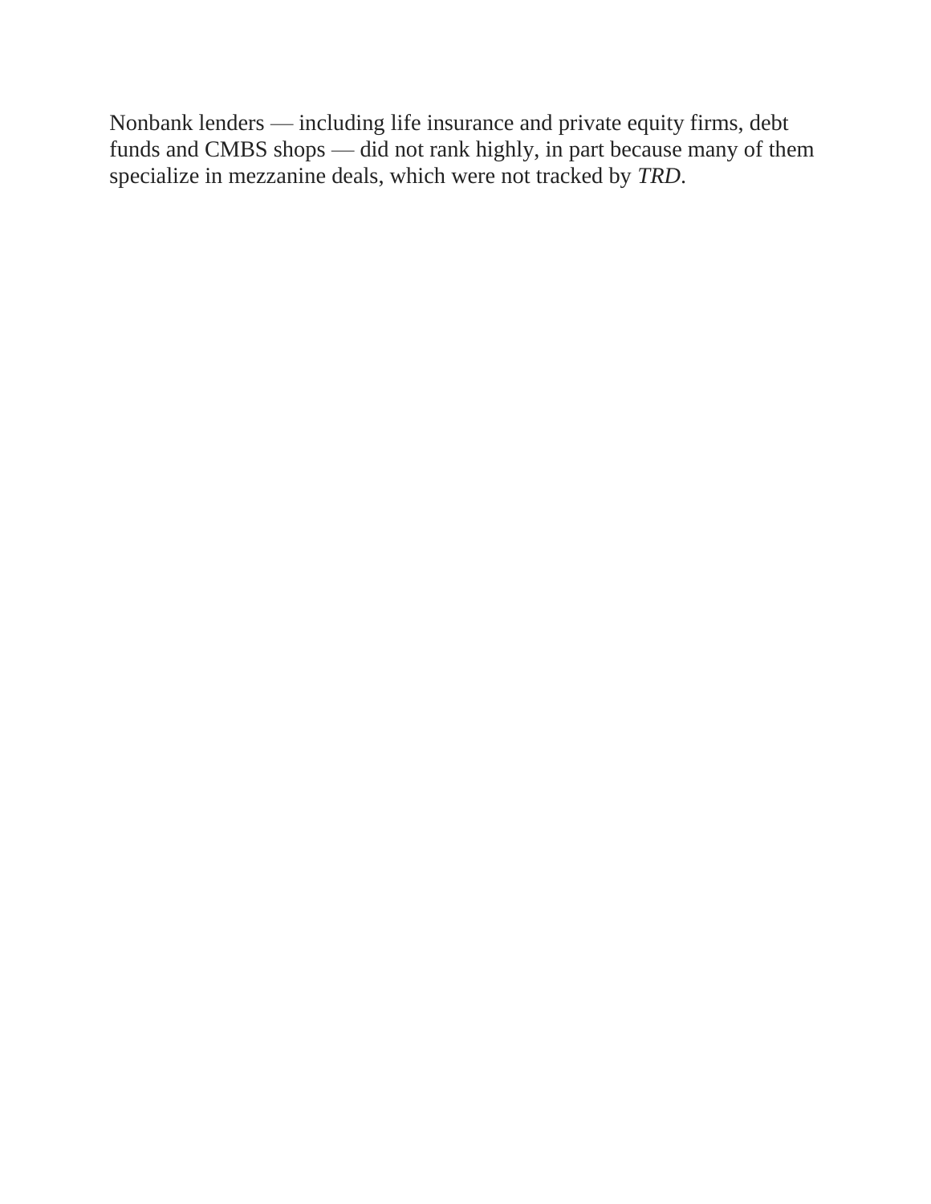Nonbank lenders — including life insurance and private equity firms, debt funds and CMBS shops — did not rank highly, in part because many of them specialize in mezzanine deals, which were not tracked by *TRD*.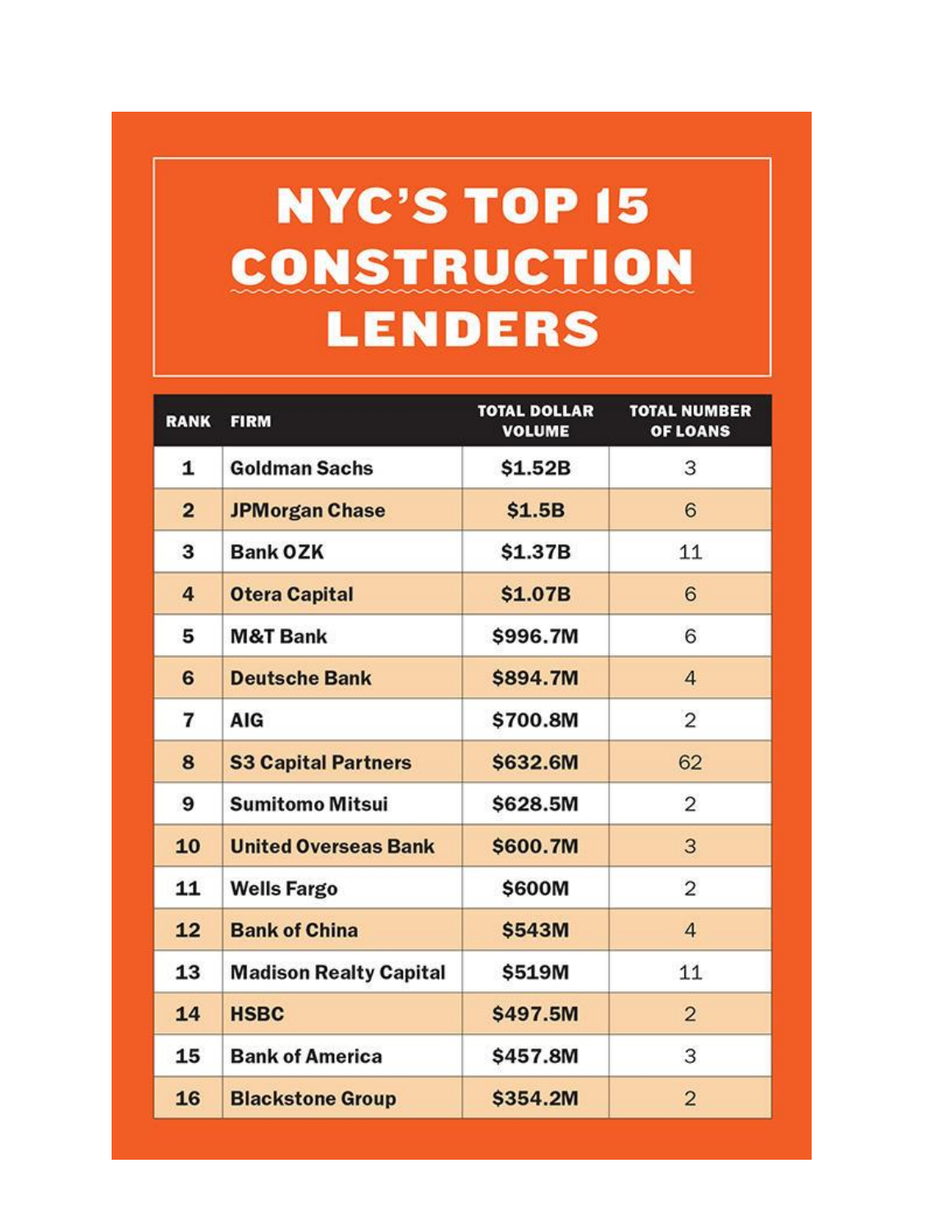# NYC'S TOP 15 CONSTRUCTION LENDERS

| RANK | FIRM | TOTAL DOLLAR VOLUME | TOTAL NUMBER OF LOANS |
|---|---|---|---|
| 1 | Goldman Sachs | $1.52B | 3 |
| 2 | JPMorgan Chase | $1.5B | 6 |
| 3 | Bank OZK | $1.37B | 11 |
| 4 | Otera Capital | $1.07B | 6 |
| 5 | M&T Bank | $996.7M | 6 |
| 6 | Deutsche Bank | $894.7M | 4 |
| 7 | AIG | $700.8M | 2 |
| 8 | S3 Capital Partners | $632.6M | 62 |
| 9 | Sumitomo Mitsui | $628.5M | 2 |
| 10 | United Overseas Bank | $600.7M | 3 |
| 11 | Wells Fargo | $600M | 2 |
| 12 | Bank of China | $543M | 4 |
| 13 | Madison Realty Capital | $519M | 11 |
| 14 | HSBC | $497.5M | 2 |
| 15 | Bank of America | $457.8M | 3 |
| 16 | Blackstone Group | $354.2M | 2 |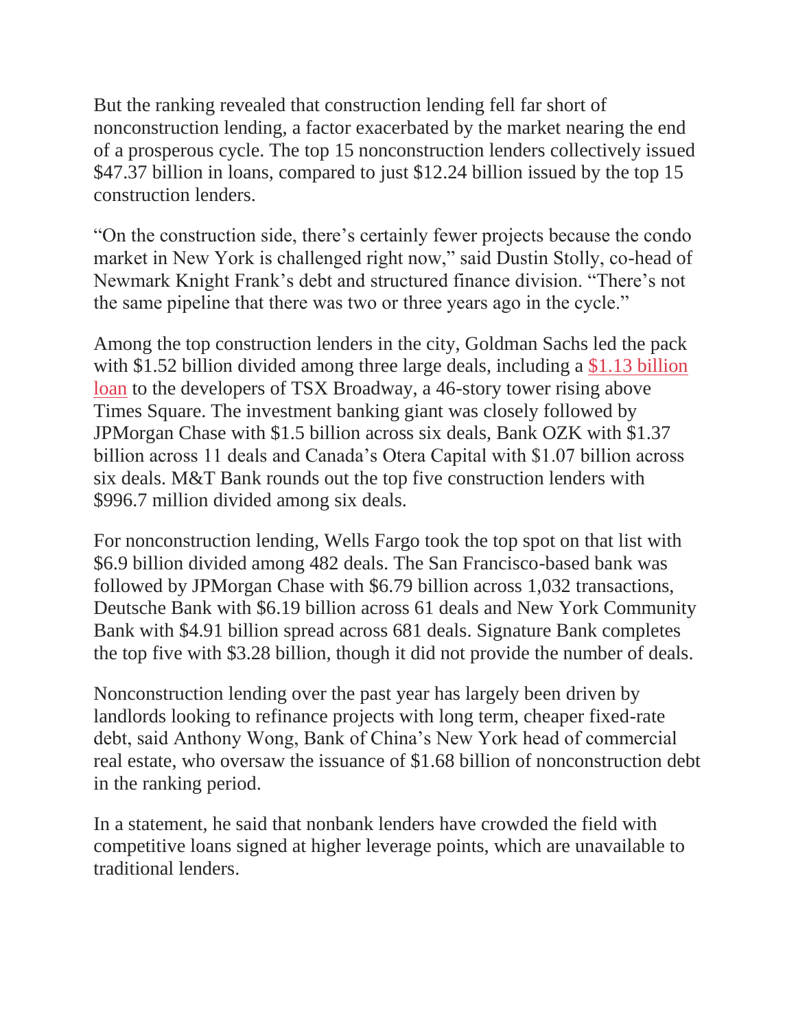But the ranking revealed that construction lending fell far short of nonconstruction lending, a factor exacerbated by the market nearing the end of a prosperous cycle. The top 15 nonconstruction lenders collectively issued $47.37 billion in loans, compared to just $12.24 billion issued by the top 15 construction lenders.

"On the construction side, there's certainly fewer projects because the condo market in New York is challenged right now," said Dustin Stolly, co-head of Newmark Knight Frank's debt and structured finance division. "There's not the same pipeline that there was two or three years ago in the cycle."

Among the top construction lenders in the city, Goldman Sachs led the pack with $1.52 billion divided among three large deals, including a $1.13 billion loan to the developers of TSX Broadway, a 46-story tower rising above Times Square. The investment banking giant was closely followed by JPMorgan Chase with $1.5 billion across six deals, Bank OZK with $1.37 billion across 11 deals and Canada's Otera Capital with $1.07 billion across six deals. M&T Bank rounds out the top five construction lenders with $996.7 million divided among six deals.

For nonconstruction lending, Wells Fargo took the top spot on that list with $6.9 billion divided among 482 deals. The San Francisco-based bank was followed by JPMorgan Chase with $6.79 billion across 1,032 transactions, Deutsche Bank with $6.19 billion across 61 deals and New York Community Bank with $4.91 billion spread across 681 deals. Signature Bank completes the top five with $3.28 billion, though it did not provide the number of deals.

Nonconstruction lending over the past year has largely been driven by landlords looking to refinance projects with long term, cheaper fixed-rate debt, said Anthony Wong, Bank of China's New York head of commercial real estate, who oversaw the issuance of $1.68 billion of nonconstruction debt in the ranking period.

In a statement, he said that nonbank lenders have crowded the field with competitive loans signed at higher leverage points, which are unavailable to traditional lenders.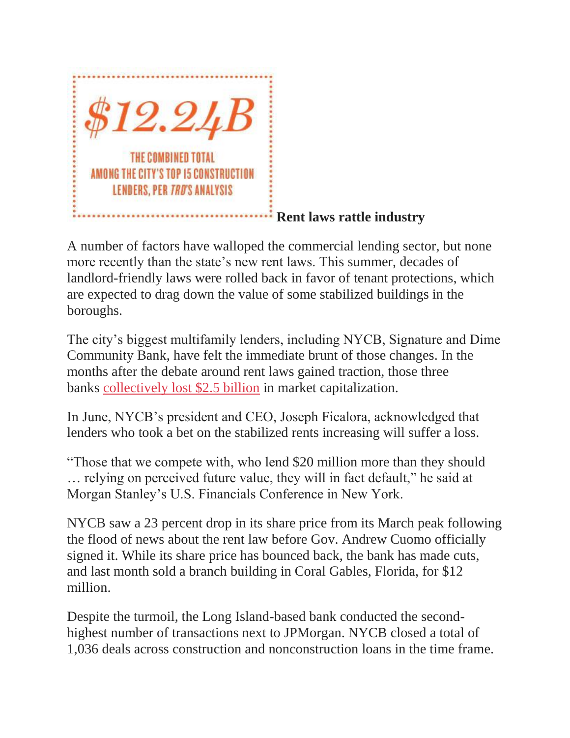$12.24B

THE COMBINED TOTAL AMONG THE CITY'S TOP 15 CONSTRUCTION LENDERS, PER *TRD'S* ANALYSIS

**Rent laws rattle industry**

A number of factors have walloped the commercial lending sector, but none more recently than the state's new rent laws. This summer, decades of landlord-friendly laws were rolled back in favor of tenant protections, which are expected to drag down the value of some stabilized buildings in the boroughs.

The city's biggest multifamily lenders, including NYCB, Signature and Dime Community Bank, have felt the immediate brunt of those changes. In the months after the debate around rent laws gained traction, those three banks collectively lost $2.5 billion in market capitalization.

In June, NYCB's president and CEO, Joseph Ficalora, acknowledged that lenders who took a bet on the stabilized rents increasing will suffer a loss.

"Those that we compete with, who lend $20 million more than they should … relying on perceived future value, they will in fact default," he said at Morgan Stanley's U.S. Financials Conference in New York.

NYCB saw a 23 percent drop in its share price from its March peak following the flood of news about the rent law before Gov. Andrew Cuomo officially signed it. While its share price has bounced back, the bank has made cuts, and last month sold a branch building in Coral Gables, Florida, for $12 million.

Despite the turmoil, the Long Island-based bank conducted the second-highest number of transactions next to JPMorgan. NYCB closed a total of 1,036 deals across construction and nonconstruction loans in the time frame.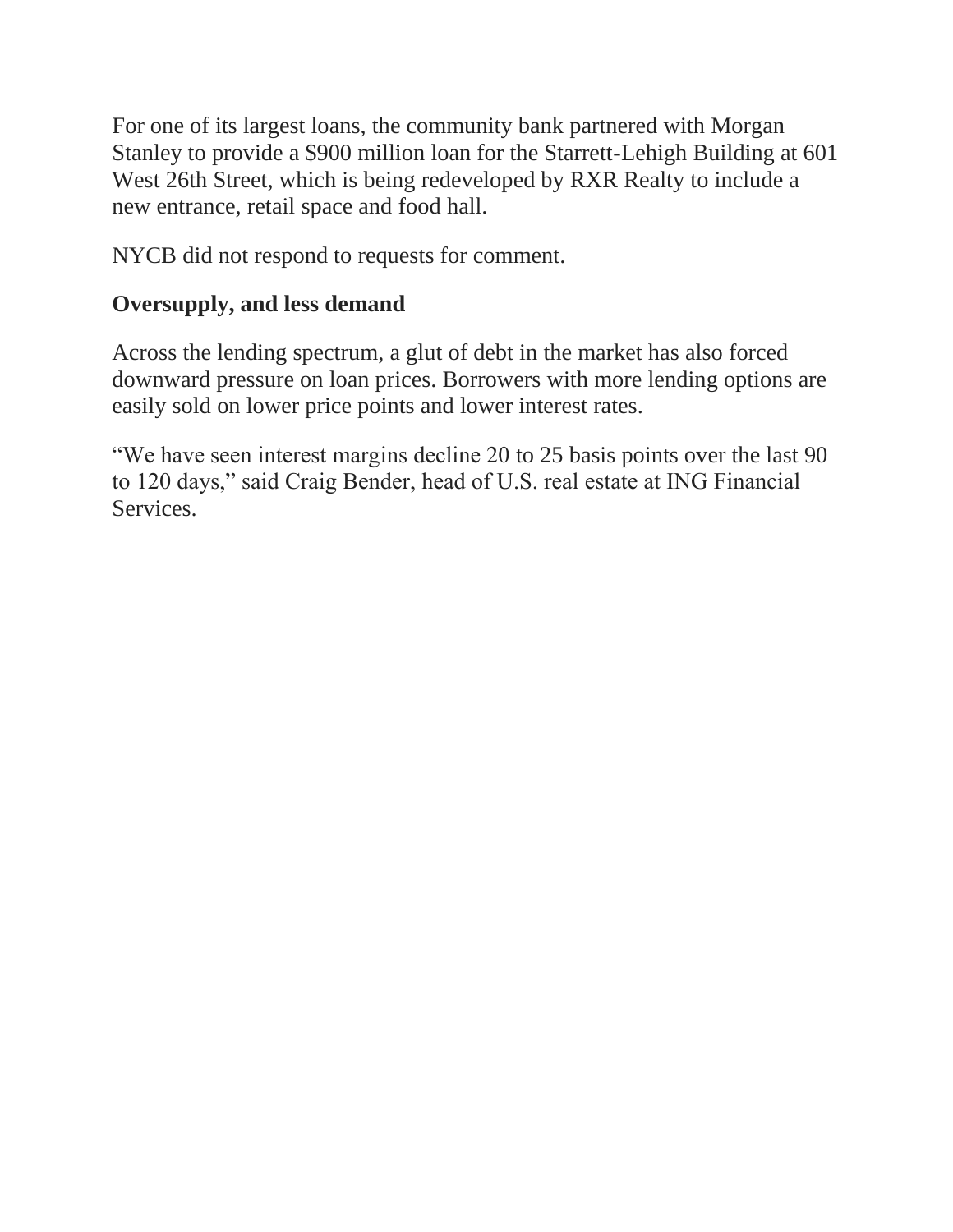For one of its largest loans, the community bank partnered with Morgan Stanley to provide a $900 million loan for the Starrett-Lehigh Building at 601 West 26th Street, which is being redeveloped by RXR Realty to include a new entrance, retail space and food hall.

NYCB did not respond to requests for comment.

**Oversupply, and less demand**

Across the lending spectrum, a glut of debt in the market has also forced downward pressure on loan prices. Borrowers with more lending options are easily sold on lower price points and lower interest rates.

"We have seen interest margins decline 20 to 25 basis points over the last 90 to 120 days," said Craig Bender, head of U.S. real estate at ING Financial Services.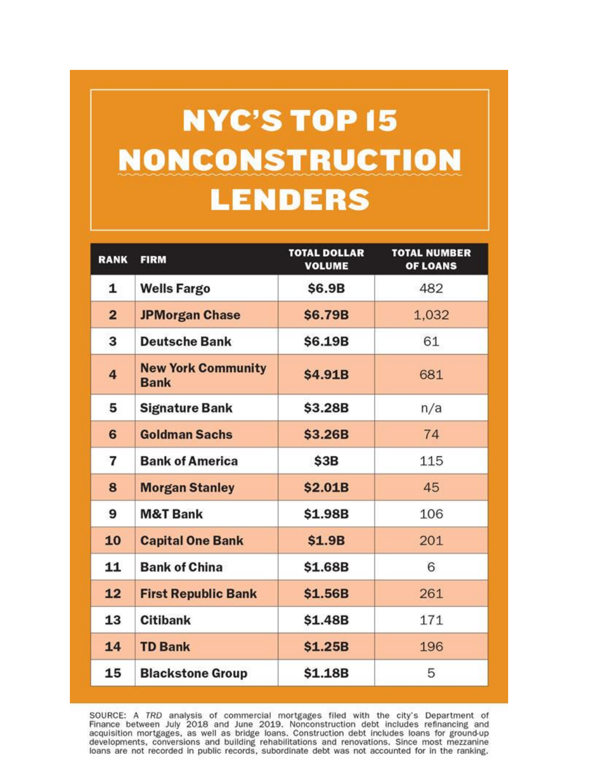# NYC'S TOP 15 NONCONSTRUCTION LENDERS

| RANK | FIRM | TOTAL DOLLAR VOLUME | TOTAL NUMBER OF LOANS |
|---|---|---|---|
| 1 | Wells Fargo | $6.9B | 482 |
| 2 | JPMorgan Chase | $6.79B | 1,032 |
| 3 | Deutsche Bank | $6.19B | 61 |
| 4 | New York Community Bank | $4.91B | 681 |
| 5 | Signature Bank | $3.28B | n/a |
| 6 | Goldman Sachs | $3.26B | 74 |
| 7 | Bank of America | $3B | 115 |
| 8 | Morgan Stanley | $2.01B | 45 |
| 9 | M&T Bank | $1.98B | 106 |
| 10 | Capital One Bank | $1.9B | 201 |
| 11 | Bank of China | $1.68B | 6 |
| 12 | First Republic Bank | $1.56B | 261 |
| 13 | Citibank | $1.48B | 171 |
| 14 | TD Bank | $1.25B | 196 |
| 15 | Blackstone Group | $1.18B | 5 |

SOURCE: A *TRD* analysis of commercial mortgages filed with the city's Department of Finance between July 2018 and June 2019. Nonconstruction debt includes refinancing and acquisition mortgages, as well as bridge loans. Construction debt includes loans for ground-up developments, conversions and building rehabilitations and renovations. Since most mezzanine loans are not recorded in public records, subordinate debt was not accounted for in the ranking.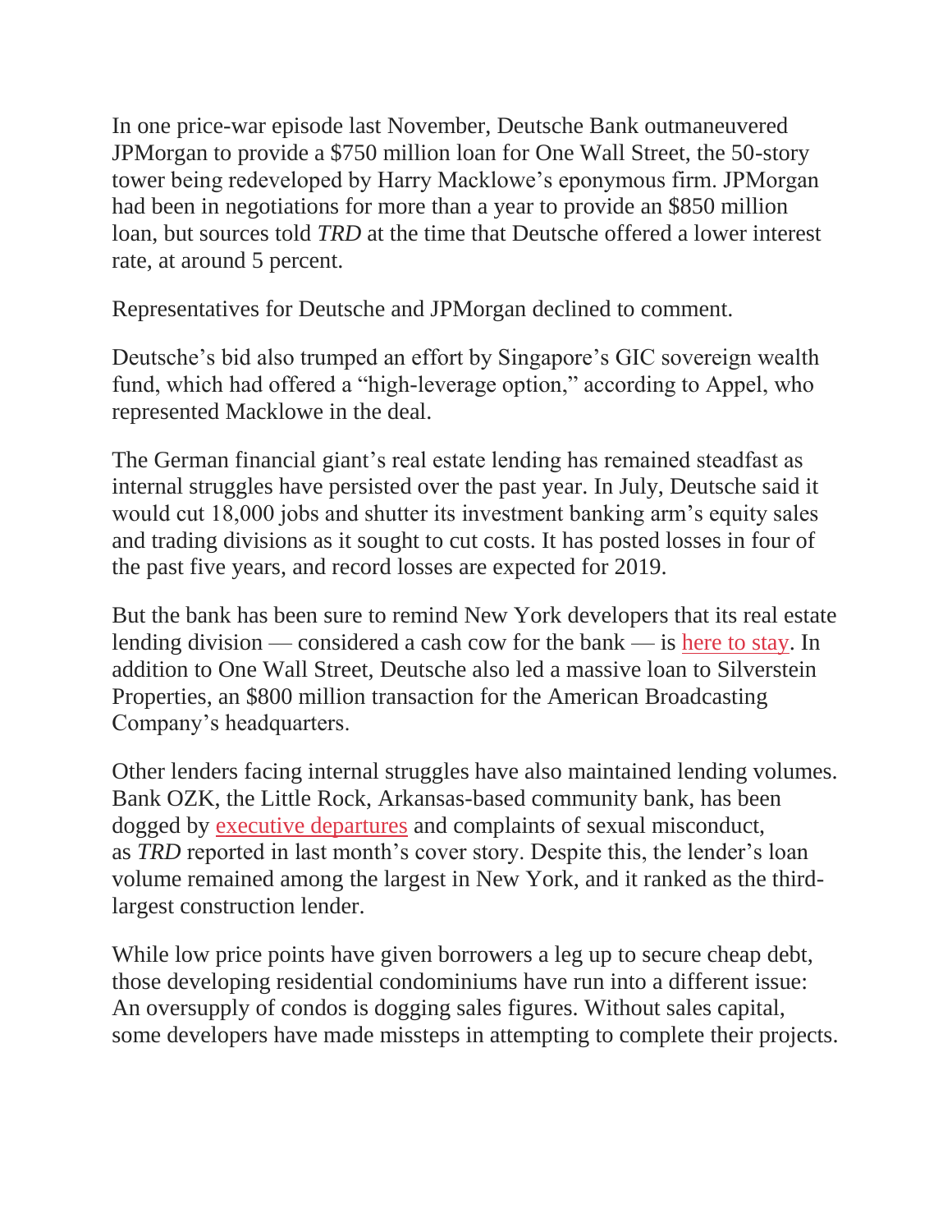In one price-war episode last November, Deutsche Bank outmaneuvered JPMorgan to provide a $750 million loan for One Wall Street, the 50-story tower being redeveloped by Harry Macklowe's eponymous firm. JPMorgan had been in negotiations for more than a year to provide an $850 million loan, but sources told *TRD* at the time that Deutsche offered a lower interest rate, at around 5 percent.

Representatives for Deutsche and JPMorgan declined to comment.

Deutsche's bid also trumped an effort by Singapore's GIC sovereign wealth fund, which had offered a "high-leverage option," according to Appel, who represented Macklowe in the deal.

The German financial giant's real estate lending has remained steadfast as internal struggles have persisted over the past year. In July, Deutsche said it would cut 18,000 jobs and shutter its investment banking arm's equity sales and trading divisions as it sought to cut costs. It has posted losses in four of the past five years, and record losses are expected for 2019.

But the bank has been sure to remind New York developers that its real estate lending division — considered a cash cow for the bank — is here to stay. In addition to One Wall Street, Deutsche also led a massive loan to Silverstein Properties, an $800 million transaction for the American Broadcasting Company's headquarters.

Other lenders facing internal struggles have also maintained lending volumes. Bank OZK, the Little Rock, Arkansas-based community bank, has been dogged by executive departures and complaints of sexual misconduct, as *TRD* reported in last month's cover story. Despite this, the lender's loan volume remained among the largest in New York, and it ranked as the third-largest construction lender.

While low price points have given borrowers a leg up to secure cheap debt, those developing residential condominiums have run into a different issue: An oversupply of condos is dogging sales figures. Without sales capital, some developers have made missteps in attempting to complete their projects.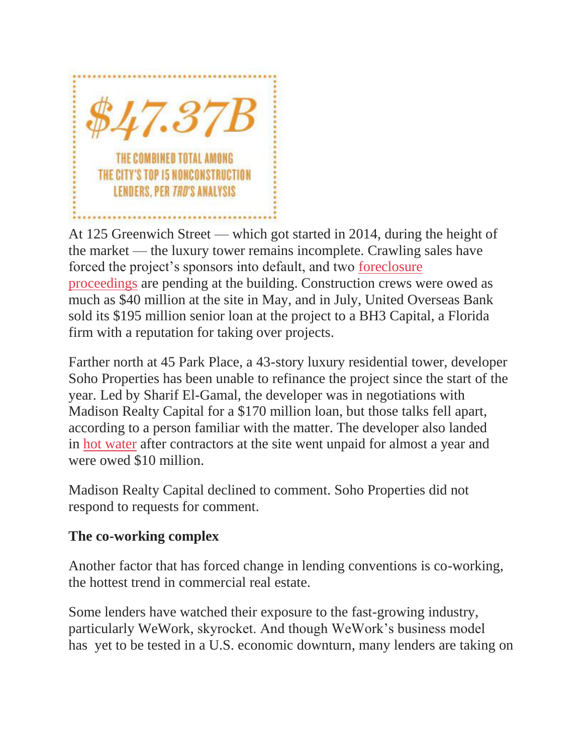$47.37B

THE COMBINED TOTAL AMONG THE CITY'S TOP 15 NONCONSTRUCTION LENDERS, PER *TRD*'S ANALYSIS

At 125 Greenwich Street — which got started in 2014, during the height of the market — the luxury tower remains incomplete. Crawling sales have forced the project's sponsors into default, and two foreclosure proceedings are pending at the building. Construction crews were owed as much as $40 million at the site in May, and in July, United Overseas Bank sold its $195 million senior loan at the project to a BH3 Capital, a Florida firm with a reputation for taking over projects.

Farther north at 45 Park Place, a 43-story luxury residential tower, developer Soho Properties has been unable to refinance the project since the start of the year. Led by Sharif El-Gamal, the developer was in negotiations with Madison Realty Capital for a $170 million loan, but those talks fell apart, according to a person familiar with the matter. The developer also landed in hot water after contractors at the site went unpaid for almost a year and were owed $10 million.

Madison Realty Capital declined to comment. Soho Properties did not respond to requests for comment.

**The co-working complex**

Another factor that has forced change in lending conventions is co-working, the hottest trend in commercial real estate.

Some lenders have watched their exposure to the fast-growing industry, particularly WeWork, skyrocket. And though WeWork's business model has yet to be tested in a U.S. economic downturn, many lenders are taking on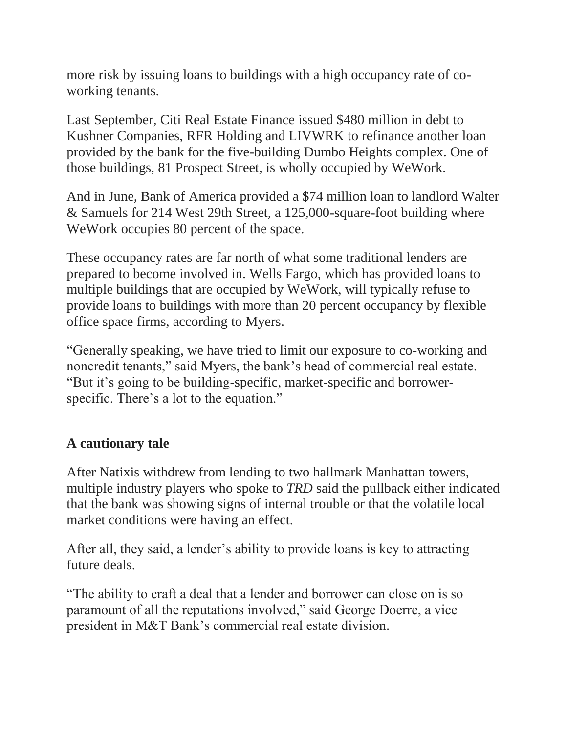more risk by issuing loans to buildings with a high occupancy rate of co-working tenants.

Last September, Citi Real Estate Finance issued $480 million in debt to Kushner Companies, RFR Holding and LIVWRK to refinance another loan provided by the bank for the five-building Dumbo Heights complex. One of those buildings, 81 Prospect Street, is wholly occupied by WeWork.

And in June, Bank of America provided a $74 million loan to landlord Walter & Samuels for 214 West 29th Street, a 125,000-square-foot building where WeWork occupies 80 percent of the space.

These occupancy rates are far north of what some traditional lenders are prepared to become involved in. Wells Fargo, which has provided loans to multiple buildings that are occupied by WeWork, will typically refuse to provide loans to buildings with more than 20 percent occupancy by flexible office space firms, according to Myers.

"Generally speaking, we have tried to limit our exposure to co-working and noncredit tenants," said Myers, the bank's head of commercial real estate. "But it's going to be building-specific, market-specific and borrower-specific. There's a lot to the equation."

### A cautionary tale

After Natixis withdrew from lending to two hallmark Manhattan towers, multiple industry players who spoke to *TRD* said the pullback either indicated that the bank was showing signs of internal trouble or that the volatile local market conditions were having an effect.

After all, they said, a lender's ability to provide loans is key to attracting future deals.

"The ability to craft a deal that a lender and borrower can close on is so paramount of all the reputations involved," said George Doerre, a vice president in M&T Bank's commercial real estate division.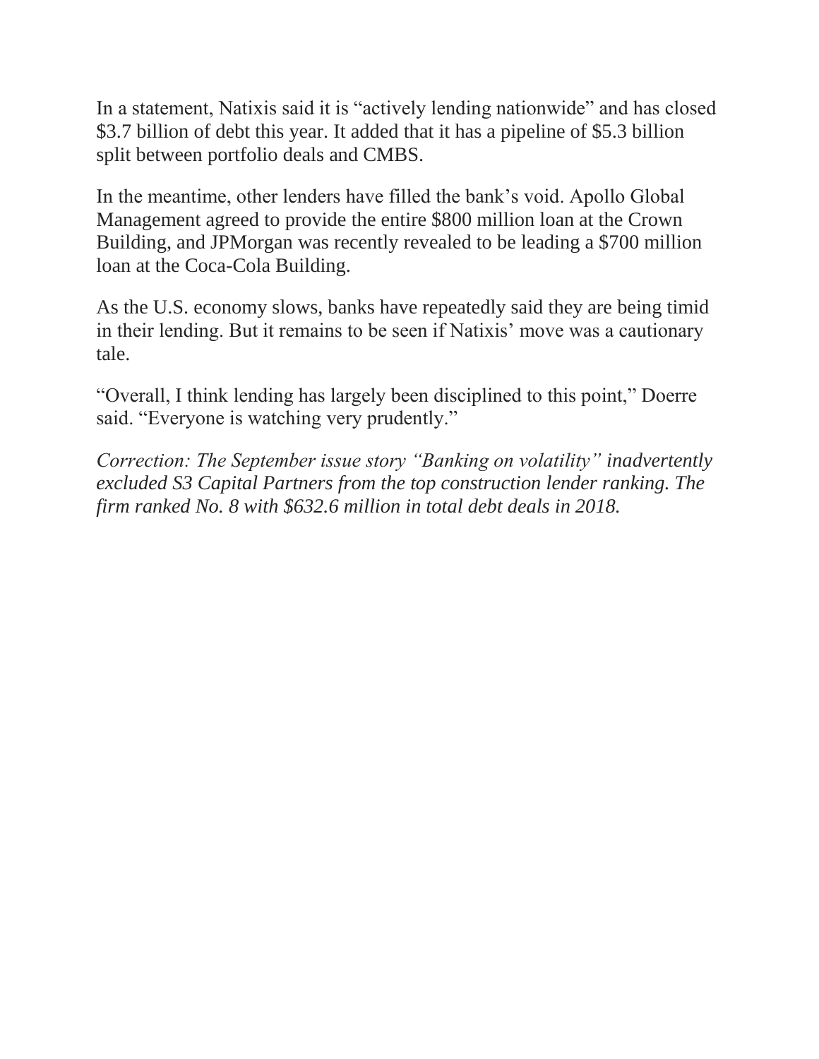In a statement, Natixis said it is "actively lending nationwide" and has closed $3.7 billion of debt this year. It added that it has a pipeline of $5.3 billion split between portfolio deals and CMBS.

In the meantime, other lenders have filled the bank's void. Apollo Global Management agreed to provide the entire $800 million loan at the Crown Building, and JPMorgan was recently revealed to be leading a $700 million loan at the Coca-Cola Building.

As the U.S. economy slows, banks have repeatedly said they are being timid in their lending. But it remains to be seen if Natixis' move was a cautionary tale.

"Overall, I think lending has largely been disciplined to this point," Doerre said. "Everyone is watching very prudently."

*Correction: The September issue story "Banking on volatility" inadvertently excluded S3 Capital Partners from the top construction lender ranking. The firm ranked No. 8 with $632.6 million in total debt deals in 2018.*